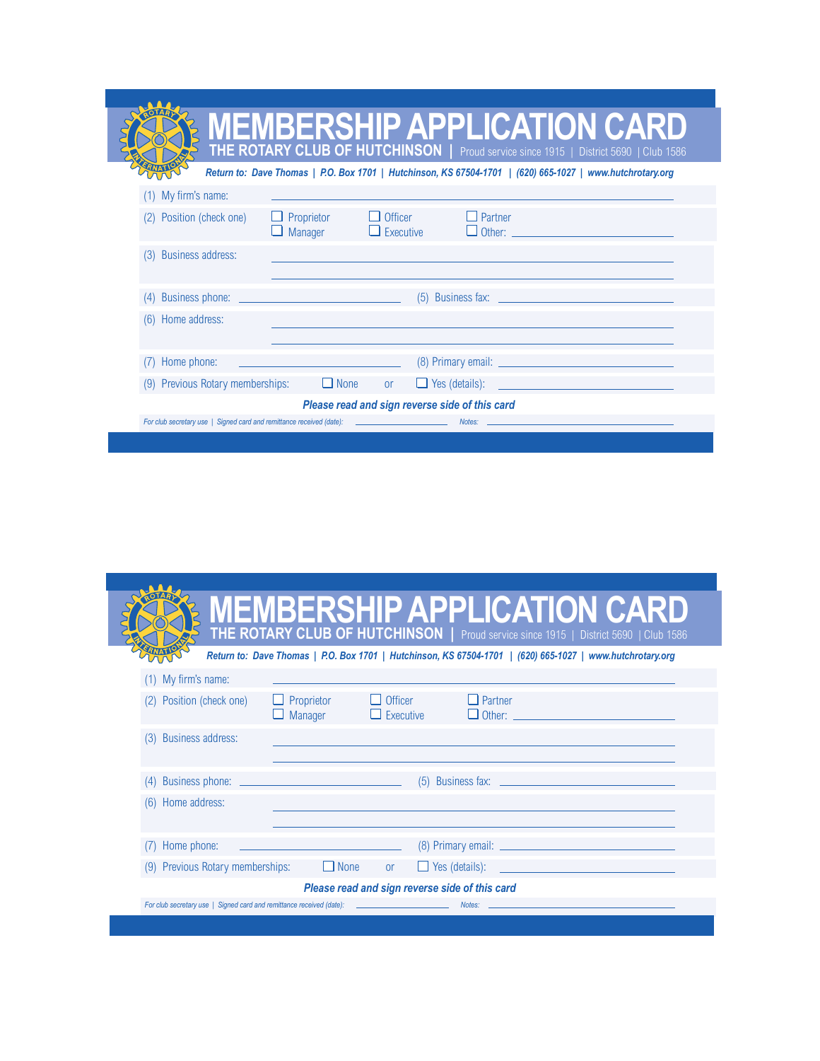# MEMBERSHIP APPLICATION CARD

**THE ROTARY CLUB OF HUTCHINSON** | Proud service since 1915 | District 5690 | Club 1586

***Return to: Dave Thomas | P.O. Box 1701 | Hutchinson, KS 67504-1701 | (620) 665-1027 | www.hutchrotary.org***

(1) My firm's name: ______________________________

(2) Position (check one)
- ☐ Proprietor
- ☐ Manager
- ☐ Officer
- ☐ Executive
- ☐ Partner
- ☐ Other: ______________________________

(3) Business address: ______________________________

______________________________

(4) Business phone: ______________________________ (5) Business fax: ______________________________

(6) Home address: ______________________________

______________________________

(7) Home phone: ______________________________ (8) Primary email: ______________________________

(9) Previous Rotary memberships: ☐ None or ☐ Yes (details): ______________________________

***Please read and sign reverse side of this card***

*For club secretary use | Signed card and remittance received (date):* ______________ *Notes:* ______________________________

# MEMBERSHIP APPLICATION CARD

**THE ROTARY CLUB OF HUTCHINSON** | Proud service since 1915 | District 5690 | Club 1586

***Return to: Dave Thomas | P.O. Box 1701 | Hutchinson, KS 67504-1701 | (620) 665-1027 | www.hutchrotary.org***

(1) My firm's name: ______________________________

(2) Position (check one)
- ☐ Proprietor
- ☐ Manager
- ☐ Officer
- ☐ Executive
- ☐ Partner
- ☐ Other: ______________________________

(3) Business address: ______________________________

______________________________

(4) Business phone: ______________________________ (5) Business fax: ______________________________

(6) Home address: ______________________________

______________________________

(7) Home phone: ______________________________ (8) Primary email: ______________________________

(9) Previous Rotary memberships: ☐ None or ☐ Yes (details): ______________________________

***Please read and sign reverse side of this card***

*For club secretary use | Signed card and remittance received (date):* ______________ *Notes:* ______________________________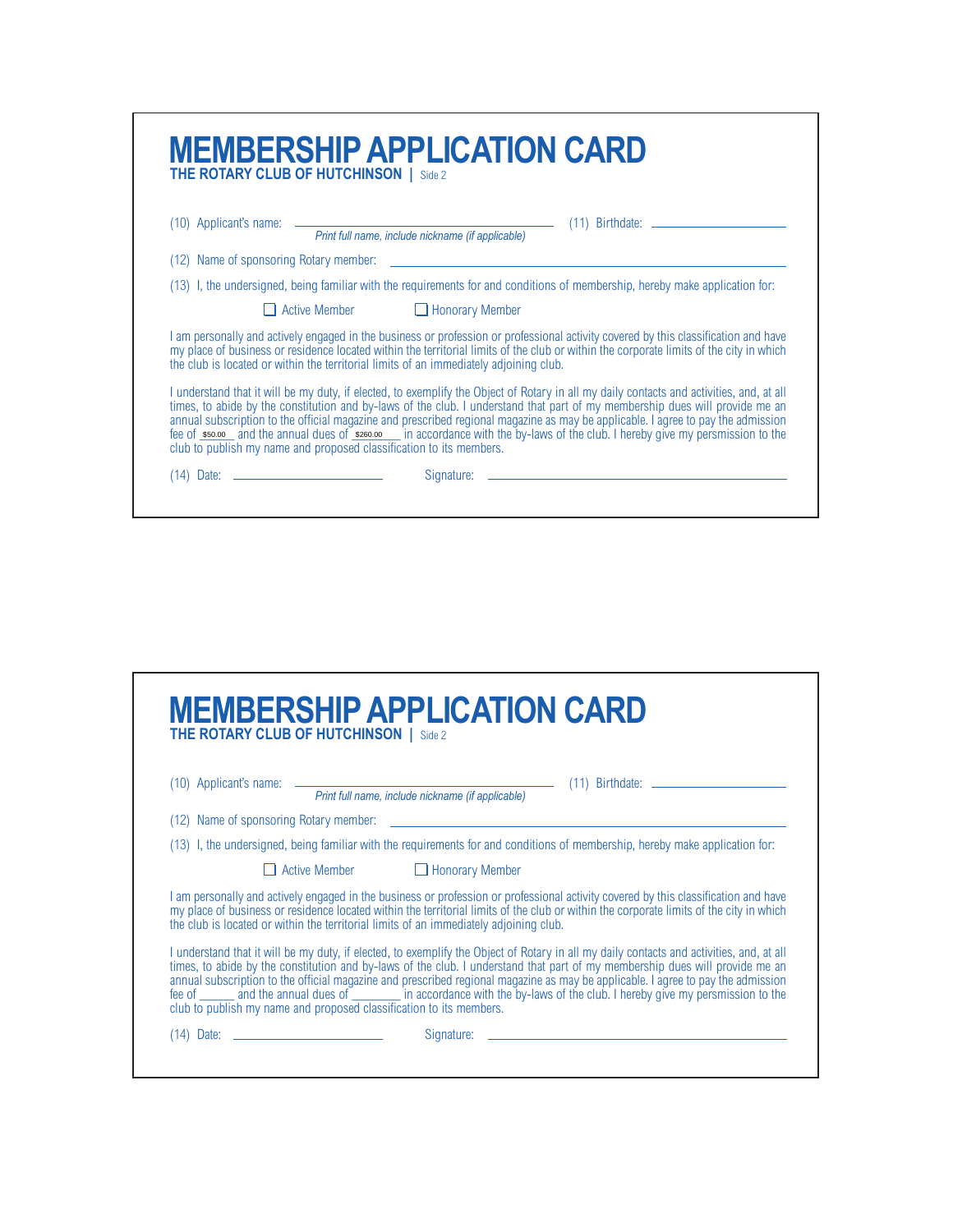# MEMBERSHIP APPLICATION CARD

**THE ROTARY CLUB OF HUTCHINSON** | Side 2

(10) Applicant's name: ______________________________ (11) Birthdate: __________________

*Print full name, include nickname (if applicable)*

(12) Name of sponsoring Rotary member: ______________________________

(13) I, the undersigned, being familiar with the requirements for and conditions of membership, hereby make application for:

☐ Active Member ☐ Honorary Member

I am personally and actively engaged in the business or profession or professional activity covered by this classification and have my place of business or residence located within the territorial limits of the club or within the corporate limits of the city in which the club is located or within the territorial limits of an immediately adjoining club.

I understand that it will be my duty, if elected, to exemplify the Object of Rotary in all my daily contacts and activities, and, at all times, to abide by the constitution and by-laws of the club. I understand that part of my membership dues will provide me an annual subscription to the official magazine and prescribed regional magazine as may be applicable. I agree to pay the admission fee of $50.00 and the annual dues of $260.00 in accordance with the by-laws of the club. I hereby give my persmission to the club to publish my name and proposed classification to its members.

(14) Date: __________________ Signature: ______________________________

# MEMBERSHIP APPLICATION CARD

**THE ROTARY CLUB OF HUTCHINSON** | Side 2

(10) Applicant's name: ______________________________ (11) Birthdate: __________________

*Print full name, include nickname (if applicable)*

(12) Name of sponsoring Rotary member: ______________________________

(13) I, the undersigned, being familiar with the requirements for and conditions of membership, hereby make application for:

☐ Active Member ☐ Honorary Member

I am personally and actively engaged in the business or profession or professional activity covered by this classification and have my place of business or residence located within the territorial limits of the club or within the corporate limits of the city in which the club is located or within the territorial limits of an immediately adjoining club.

I understand that it will be my duty, if elected, to exemplify the Object of Rotary in all my daily contacts and activities, and, at all times, to abide by the constitution and by-laws of the club. I understand that part of my membership dues will provide me an annual subscription to the official magazine and prescribed regional magazine as may be applicable. I agree to pay the admission fee of ______ and the annual dues of ________ in accordance with the by-laws of the club. I hereby give my persmission to the club to publish my name and proposed classification to its members.

(14) Date: __________________ Signature: ______________________________